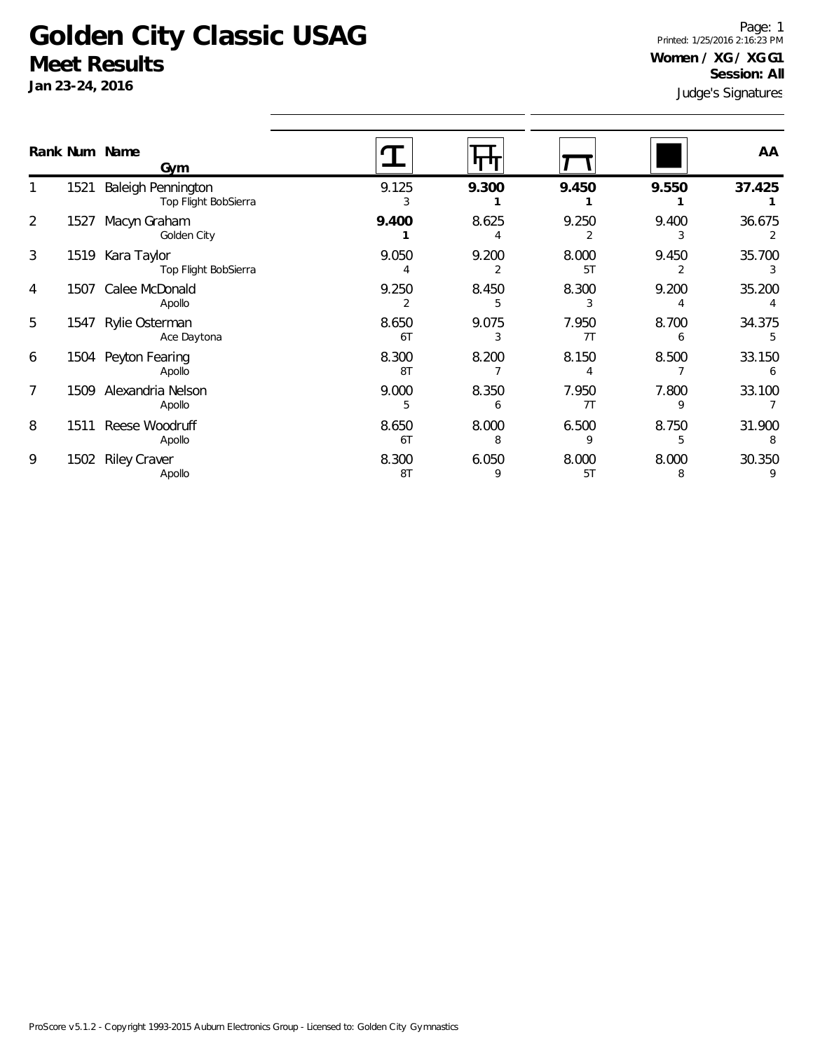# Golden City Classic USAG

## Meet Results

**Jan 23-24, 2016**

Printed: 1/25/2016 2:16:23 PM

**Women / XG / XGG1**

**Session: All**

Judge's Signatures

| Rank | Num | Name / Gym | Vault | Bars | Beam | Floor | AA |
|---|---|---|---|---|---|---|---|
| 1 | 1521 | Baleigh Pennington<br>Top Flight BobSierra | 9.125<br>3 | **9.300**<br>**1** | **9.450**<br>**1** | **9.550**<br>**1** | **37.425**<br>**1** |
| 2 | 1527 | Macyn Graham<br>Golden City | **9.400**<br>**1** | 8.625<br>4 | 9.250<br>2 | 9.400<br>3 | 36.675<br>2 |
| 3 | 1519 | Kara Taylor<br>Top Flight BobSierra | 9.050<br>4 | 9.200<br>2 | 8.000<br>5T | 9.450<br>2 | 35.700<br>3 |
| 4 | 1507 | Calee McDonald<br>Apollo | 9.250<br>2 | 8.450<br>5 | 8.300<br>3 | 9.200<br>4 | 35.200<br>4 |
| 5 | 1547 | Rylie Osterman<br>Ace Daytona | 8.650<br>6T | 9.075<br>3 | 7.950<br>7T | 8.700<br>6 | 34.375<br>5 |
| 6 | 1504 | Peyton Fearing<br>Apollo | 8.300<br>8T | 8.200<br>7 | 8.150<br>4 | 8.500<br>7 | 33.150<br>6 |
| 7 | 1509 | Alexandria Nelson<br>Apollo | 9.000<br>5 | 8.350<br>6 | 7.950<br>7T | 7.800<br>9 | 33.100<br>7 |
| 8 | 1511 | Reese Woodruff<br>Apollo | 8.650<br>6T | 8.000<br>8 | 6.500<br>9 | 8.750<br>5 | 31.900<br>8 |
| 9 | 1502 | Riley Craver<br>Apollo | 8.300<br>8T | 6.050<br>9 | 8.000<br>5T | 8.000<br>8 | 30.350<br>9 |

ProScore v5.1.2 - Copyright 1993-2015 Auburn Electronics Group - Licensed to: Golden City Gymnastics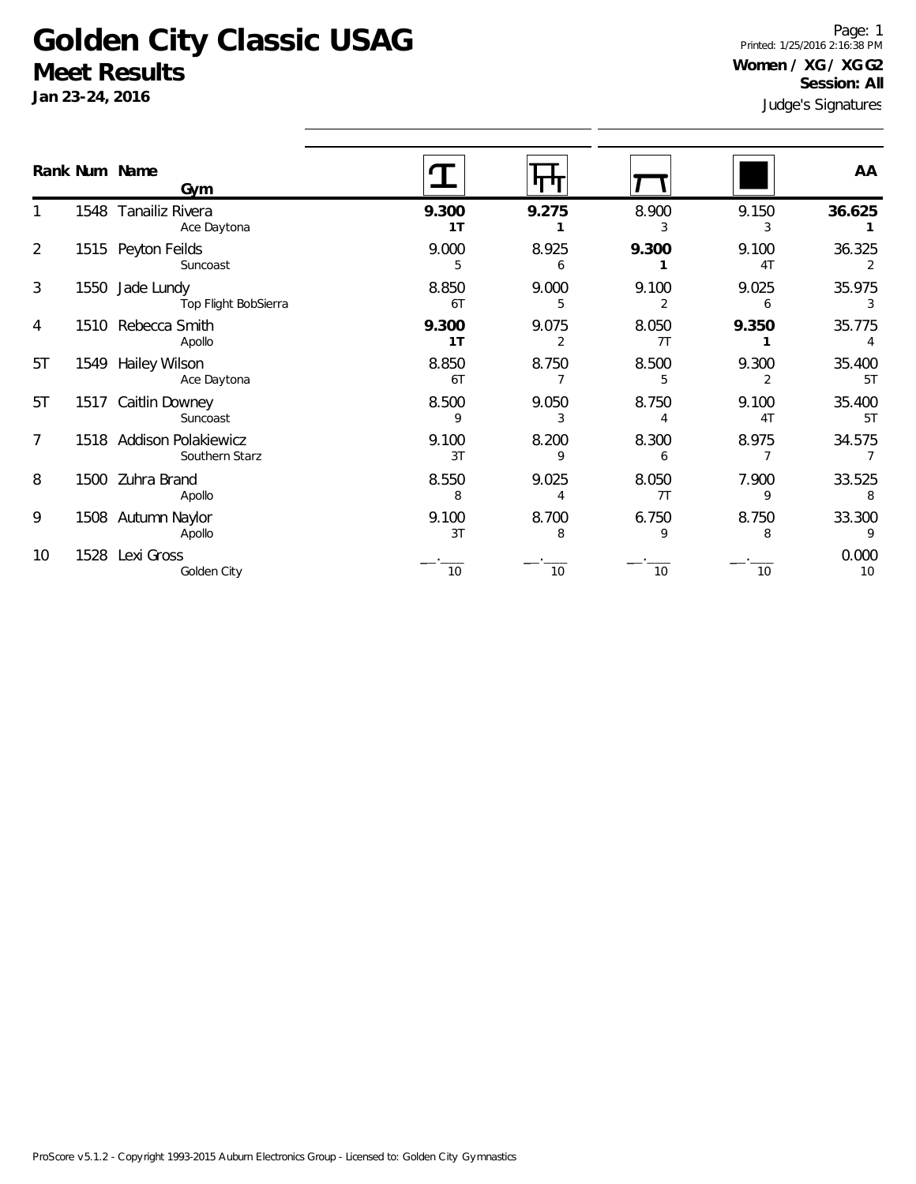# Golden City Classic USAG

## Meet Results

**Jan 23-24, 2016**

**Women / XG / XG G2**
**Session: All**
Judge's Signatures

| Rank | Num | Name / Gym | Vault | Bars | Beam | Floor | AA |
|---|---|---|---|---|---|---|---|
| 1 | 1548 | Tanailiz Rivera<br>Ace Daytona | **9.300**<br>**1T** | **9.275**<br>**1** | 8.900<br>3 | 9.150<br>3 | **36.625**<br>**1** |
| 2 | 1515 | Peyton Feilds<br>Suncoast | 9.000<br>5 | 8.925<br>6 | **9.300**<br>**1** | 9.100<br>4T | 36.325<br>2 |
| 3 | 1550 | Jade Lundy<br>Top Flight BobSierra | 8.850<br>6T | 9.000<br>5 | 9.100<br>2 | 9.025<br>6 | 35.975<br>3 |
| 4 | 1510 | Rebecca Smith<br>Apollo | **9.300**<br>**1T** | 9.075<br>2 | 8.050<br>7T | **9.350**<br>**1** | 35.775<br>4 |
| 5T | 1549 | Hailey Wilson<br>Ace Daytona | 8.850<br>6T | 8.750<br>7 | 8.500<br>5 | 9.300<br>2 | 35.400<br>5T |
| 5T | 1517 | Caitlin Downey<br>Suncoast | 8.500<br>9 | 9.050<br>3 | 8.750<br>4 | 9.100<br>4T | 35.400<br>5T |
| 7 | 1518 | Addison Polakiewicz<br>Southern Starz | 9.100<br>3T | 8.200<br>9 | 8.300<br>6 | 8.975<br>7 | 34.575<br>7 |
| 8 | 1500 | Zuhra Brand<br>Apollo | 8.550<br>8 | 9.025<br>4 | 8.050<br>7T | 7.900<br>9 | 33.525<br>8 |
| 9 | 1508 | Autumn Naylor<br>Apollo | 9.100<br>3T | 8.700<br>8 | 6.750<br>9 | 8.750<br>8 | 33.300<br>9 |
| 10 | 1528 | Lexi Gross<br>Golden City | __.___<br>10 | __.___<br>10 | __.___<br>10 | __.___<br>10 | 0.000<br>10 |

ProScore v5.1.2 - Copyright 1993-2015 Auburn Electronics Group - Licensed to: Golden City Gymnastics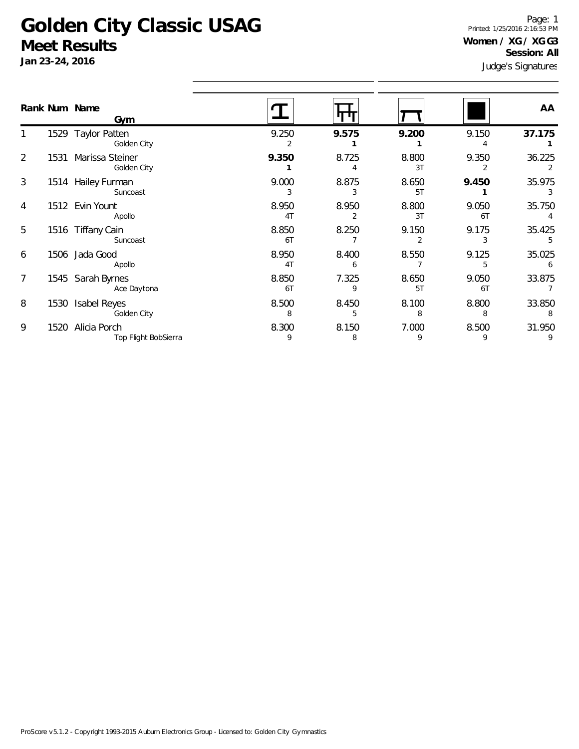# Golden City Classic USAG

## Meet Results

**Jan 23-24, 2016**

Page: 1
Printed: 1/25/2016 2:16:53 PM

**Women / XG / XGG3**
**Session: All**
Judge's Signatures

| Rank | Num | Name / Gym | Vault | Bars | Beam | Floor | AA |
|---|---|---|---|---|---|---|---|
| 1 | 1529 | Taylor Patten<br>Golden City | 9.250<br>2 | **9.575**<br>**1** | **9.200**<br>**1** | 9.150<br>4 | **37.175**<br>**1** |
| 2 | 1531 | Marissa Steiner<br>Golden City | **9.350**<br>**1** | 8.725<br>4 | 8.800<br>3T | 9.350<br>2 | 36.225<br>2 |
| 3 | 1514 | Hailey Furman<br>Suncoast | 9.000<br>3 | 8.875<br>3 | 8.650<br>5T | **9.450**<br>**1** | 35.975<br>3 |
| 4 | 1512 | Evin Yount<br>Apollo | 8.950<br>4T | 8.950<br>2 | 8.800<br>3T | 9.050<br>6T | 35.750<br>4 |
| 5 | 1516 | Tiffany Cain<br>Suncoast | 8.850<br>6T | 8.250<br>7 | 9.150<br>2 | 9.175<br>3 | 35.425<br>5 |
| 6 | 1506 | Jada Good<br>Apollo | 8.950<br>4T | 8.400<br>6 | 8.550<br>7 | 9.125<br>5 | 35.025<br>6 |
| 7 | 1545 | Sarah Byrnes<br>Ace Daytona | 8.850<br>6T | 7.325<br>9 | 8.650<br>5T | 9.050<br>6T | 33.875<br>7 |
| 8 | 1530 | Isabel Reyes<br>Golden City | 8.500<br>8 | 8.450<br>5 | 8.100<br>8 | 8.800<br>8 | 33.850<br>8 |
| 9 | 1520 | Alicia Porch<br>Top Flight BobSierra | 8.300<br>9 | 8.150<br>8 | 7.000<br>9 | 8.500<br>9 | 31.950<br>9 |

ProScore v5.1.2 - Copyright 1993-2015 Auburn Electronics Group - Licensed to: Golden City Gymnastics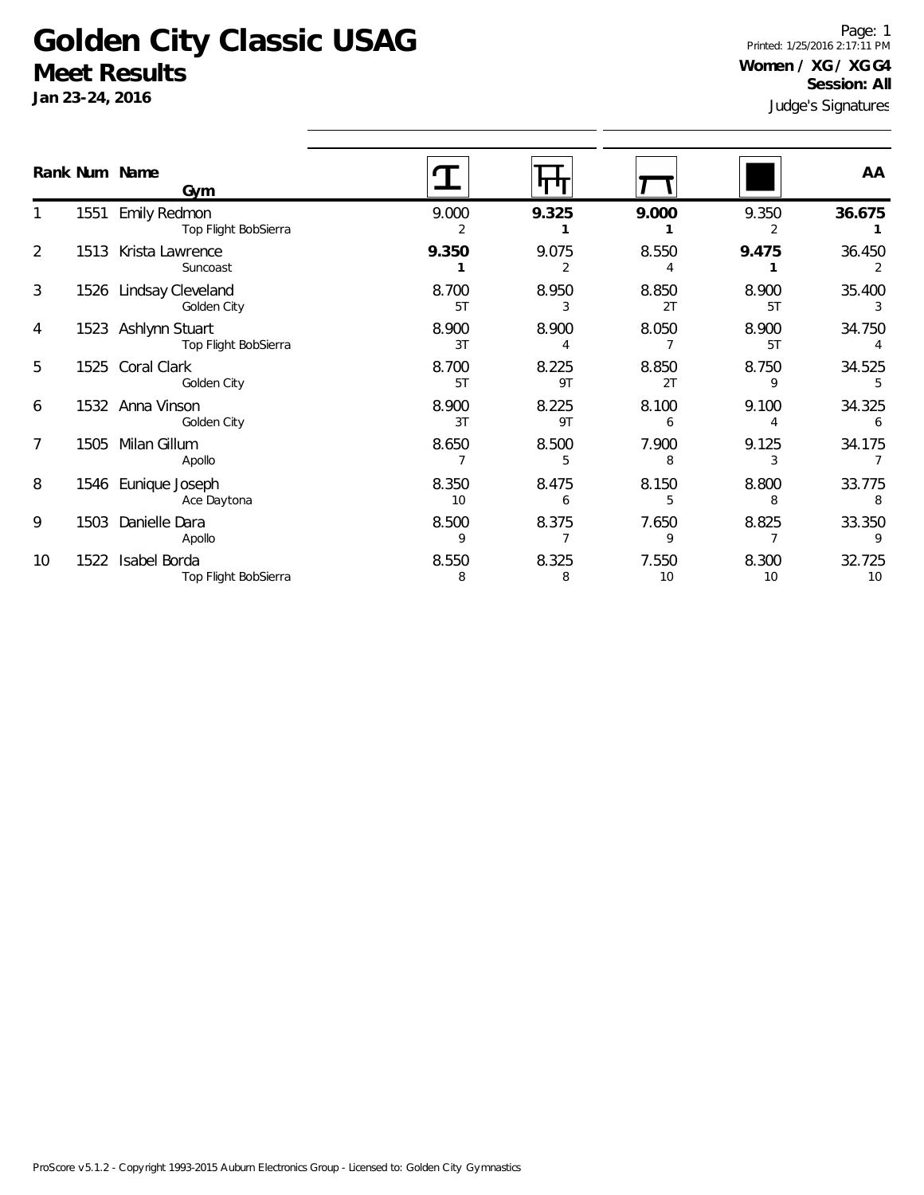# Golden City Classic USAG

## Meet Results

**Jan 23-24, 2016**

Printed: 1/25/2016 2:17:11 PM

**Women / XG / XG G4**

**Session: All**

Judge's Signatures

| Rank | Num | Name / Gym | Vault | Bars | Beam | Floor | AA |
|---|---|---|---|---|---|---|---|
| 1 | 1551 | Emily Redmon<br>Top Flight BobSierra | 9.000<br>2 | **9.325**<br>**1** | **9.000**<br>**1** | 9.350<br>2 | **36.675**<br>**1** |
| 2 | 1513 | Krista Lawrence<br>Suncoast | **9.350**<br>**1** | 9.075<br>2 | 8.550<br>4 | **9.475**<br>**1** | 36.450<br>2 |
| 3 | 1526 | Lindsay Cleveland<br>Golden City | 8.700<br>5T | 8.950<br>3 | 8.850<br>2T | 8.900<br>5T | 35.400<br>3 |
| 4 | 1523 | Ashlynn Stuart<br>Top Flight BobSierra | 8.900<br>3T | 8.900<br>4 | 8.050<br>7 | 8.900<br>5T | 34.750<br>4 |
| 5 | 1525 | Coral Clark<br>Golden City | 8.700<br>5T | 8.225<br>9T | 8.850<br>2T | 8.750<br>9 | 34.525<br>5 |
| 6 | 1532 | Anna Vinson<br>Golden City | 8.900<br>3T | 8.225<br>9T | 8.100<br>6 | 9.100<br>4 | 34.325<br>6 |
| 7 | 1505 | Milan Gillum<br>Apollo | 8.650<br>7 | 8.500<br>5 | 7.900<br>8 | 9.125<br>3 | 34.175<br>7 |
| 8 | 1546 | Eunique Joseph<br>Ace Daytona | 8.350<br>10 | 8.475<br>6 | 8.150<br>5 | 8.800<br>8 | 33.775<br>8 |
| 9 | 1503 | Danielle Dara<br>Apollo | 8.500<br>9 | 8.375<br>7 | 7.650<br>9 | 8.825<br>7 | 33.350<br>9 |
| 10 | 1522 | Isabel Borda<br>Top Flight BobSierra | 8.550<br>8 | 8.325<br>8 | 7.550<br>10 | 8.300<br>10 | 32.725<br>10 |

ProScore v5.1.2 - Copyright 1993-2015 Auburn Electronics Group - Licensed to: Golden City Gymnastics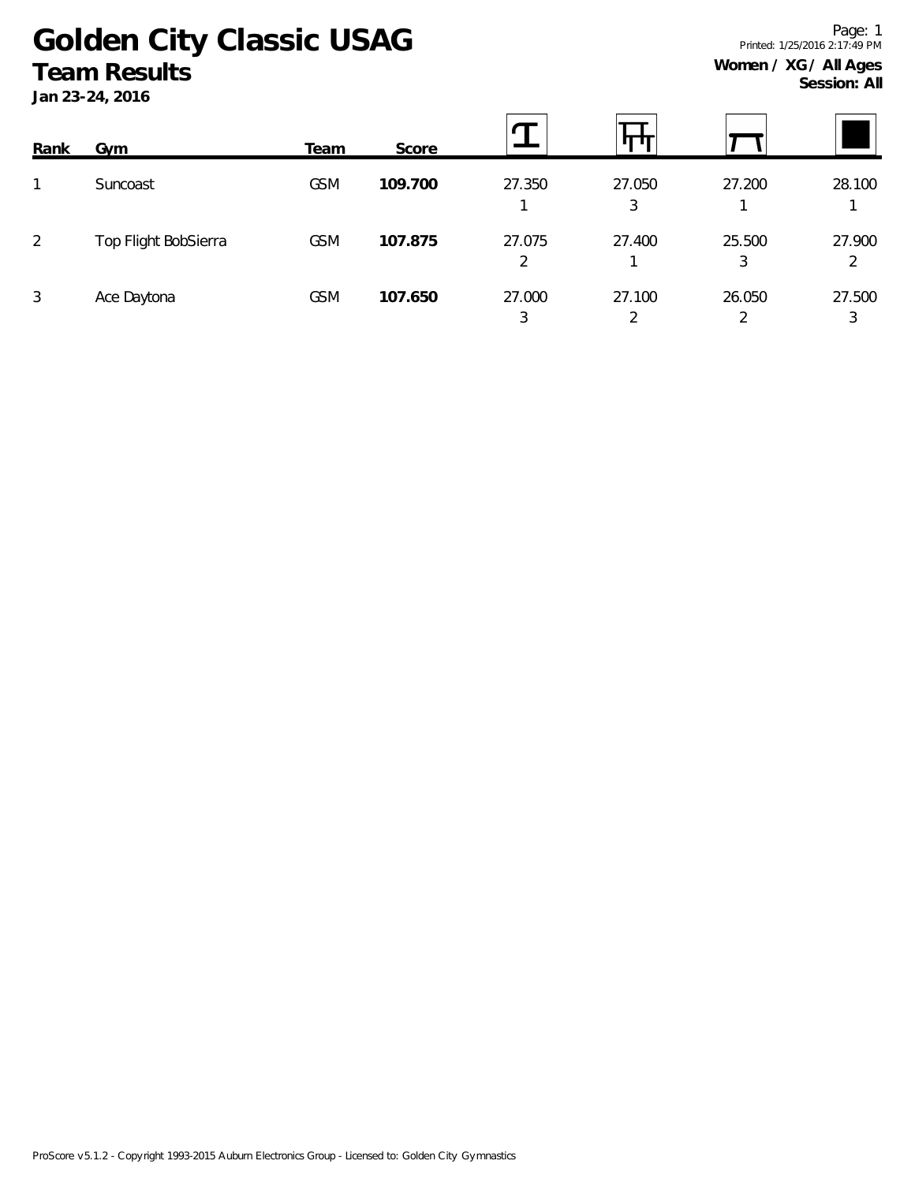# Golden City Classic USAG

## Team Results

**Jan 23-24, 2016**

**Women / XG / All Ages**
**Session: All**

| Rank | Gym | Team | Score | Vault | Bars | Beam | Floor |
|---|---|---|---|---|---|---|---|
| 1 | Suncoast | GSM | **109.700** | 27.350<br>1 | 27.050<br>3 | 27.200<br>1 | 28.100<br>1 |
| 2 | Top Flight BobSierra | GSM | **107.875** | 27.075<br>2 | 27.400<br>1 | 25.500<br>3 | 27.900<br>2 |
| 3 | Ace Daytona | GSM | **107.650** | 27.000<br>3 | 27.100<br>2 | 26.050<br>2 | 27.500<br>3 |

ProScore v5.1.2 - Copyright 1993-2015 Auburn Electronics Group - Licensed to: Golden City Gymnastics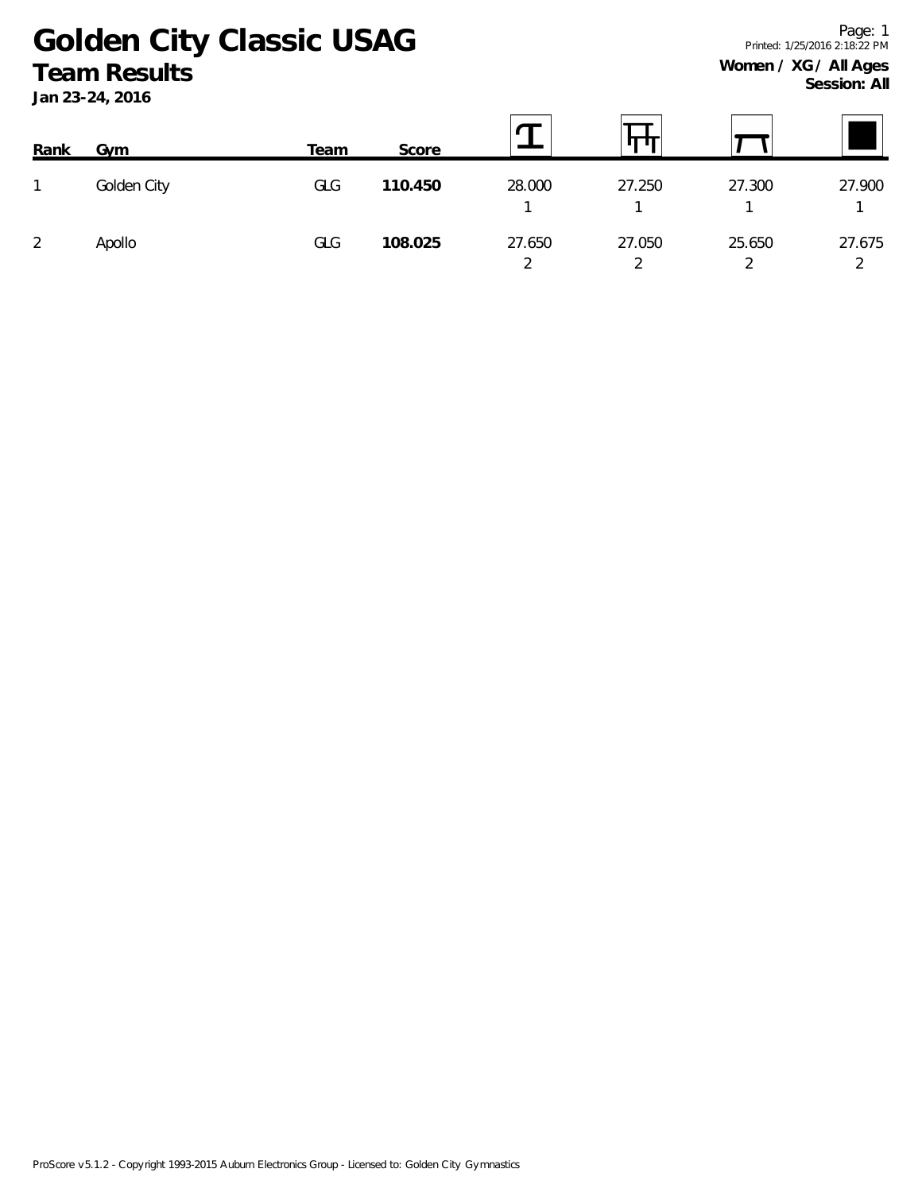# Golden City Classic USAG

## Team Results

**Jan 23-24, 2016**

Page: 1
Printed: 1/25/2016 2:18:22 PM

**Women / XG / All Ages**
**Session: All**

| Rank | Gym | Team | Score | Vault | Bars | Beam | Floor |
|---|---|---|---|---|---|---|---|
| 1 | Golden City | GLG | **110.450** | 28.000<br>1 | 27.250<br>1 | 27.300<br>1 | 27.900<br>1 |
| 2 | Apollo | GLG | **108.025** | 27.650<br>2 | 27.050<br>2 | 25.650<br>2 | 27.675<br>2 |

ProScore v5.1.2 - Copyright 1993-2015 Auburn Electronics Group - Licensed to: Golden City Gymnastics